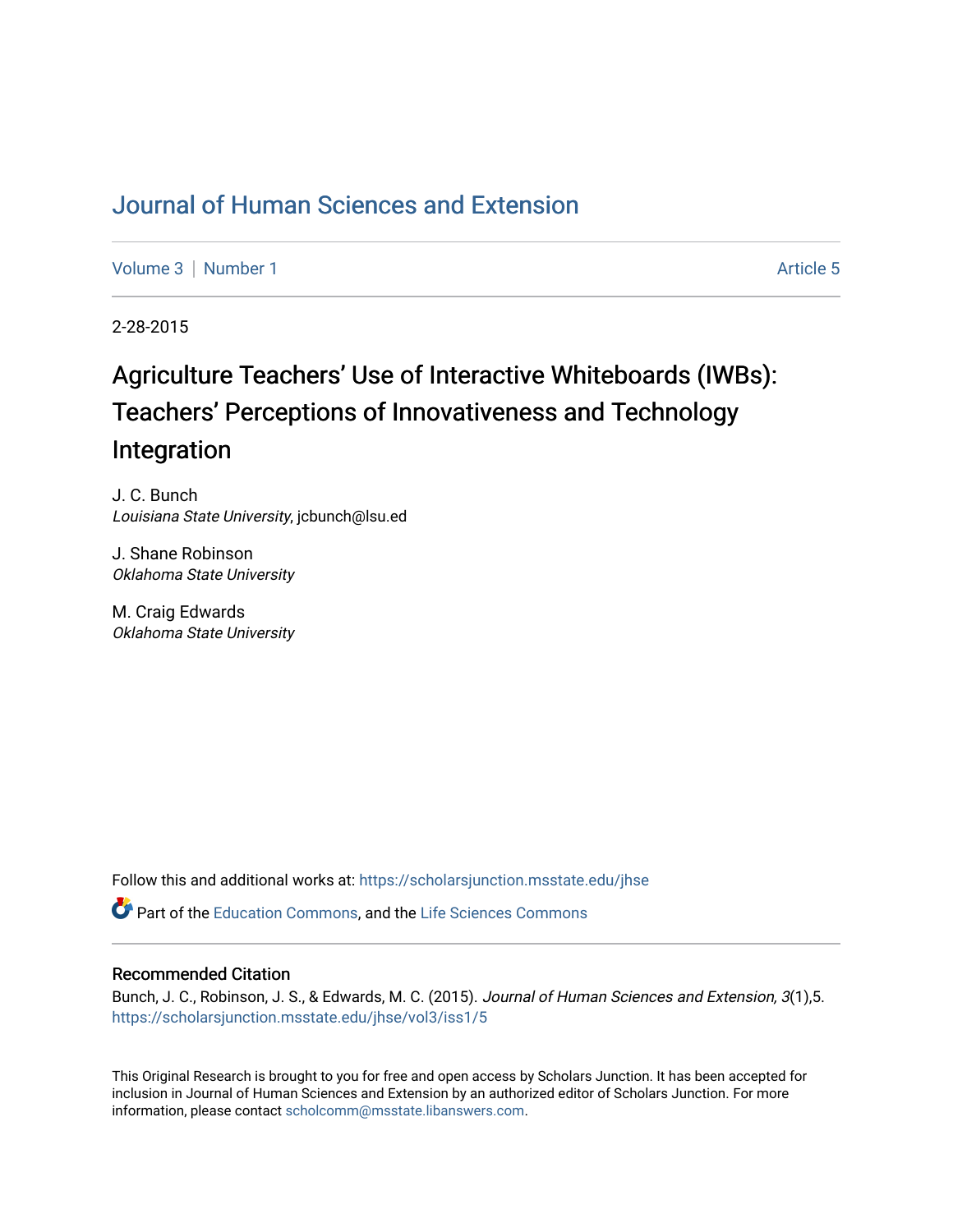# Journal of Human Sciences and Extension

Volume 3 | Number 1 Article 5

2-28-2015

## Agriculture Teachers' Use of Interactive Whiteboards (IWBs): Teachers' Perceptions of Innovativeness and Technology Integration

J. C. Bunch
*Louisiana State University*, jcbunch@lsu.ed

J. Shane Robinson
*Oklahoma State University*

M. Craig Edwards
*Oklahoma State University*

Follow this and additional works at: https://scholarsjunction.msstate.edu/jhse

Part of the Education Commons, and the Life Sciences Commons

### Recommended Citation

Bunch, J. C., Robinson, J. S., & Edwards, M. C. (2015). *Journal of Human Sciences and Extension, 3*(1),5. https://scholarsjunction.msstate.edu/jhse/vol3/iss1/5

This Original Research is brought to you for free and open access by Scholars Junction. It has been accepted for inclusion in Journal of Human Sciences and Extension by an authorized editor of Scholars Junction. For more information, please contact scholcomm@msstate.libanswers.com.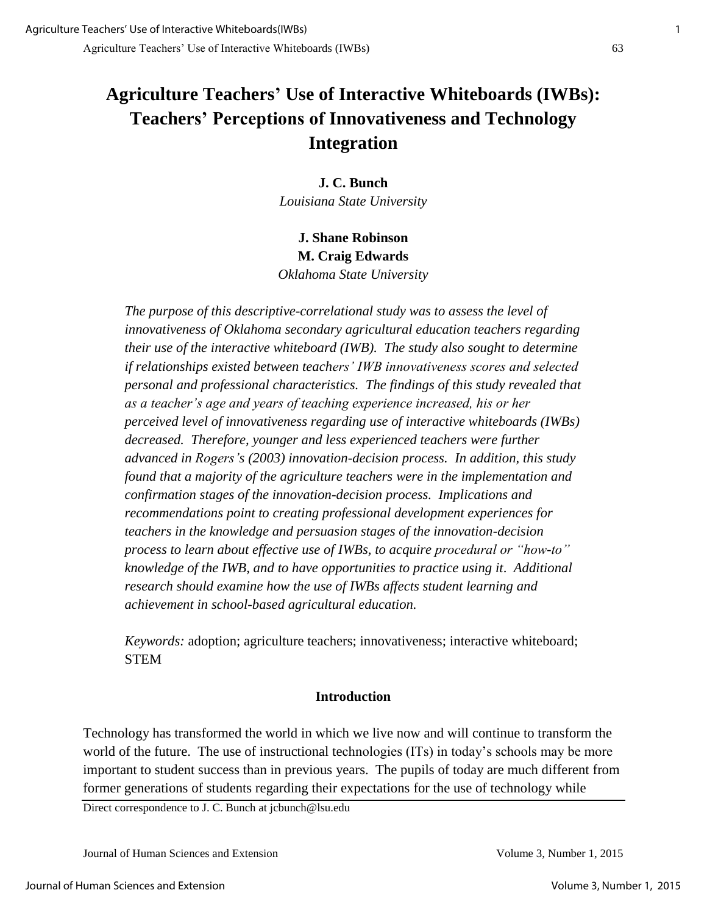# Agriculture Teachers' Use of Interactive Whiteboards (IWBs): Teachers' Perceptions of Innovativeness and Technology Integration

**J. C. Bunch**
*Louisiana State University*

**J. Shane Robinson**
**M. Craig Edwards**
*Oklahoma State University*

*The purpose of this descriptive-correlational study was to assess the level of innovativeness of Oklahoma secondary agricultural education teachers regarding their use of the interactive whiteboard (IWB). The study also sought to determine if relationships existed between teachers' IWB innovativeness scores and selected personal and professional characteristics. The findings of this study revealed that as a teacher's age and years of teaching experience increased, his or her perceived level of innovativeness regarding use of interactive whiteboards (IWBs) decreased. Therefore, younger and less experienced teachers were further advanced in Rogers's (2003) innovation-decision process. In addition, this study found that a majority of the agriculture teachers were in the implementation and confirmation stages of the innovation-decision process. Implications and recommendations point to creating professional development experiences for teachers in the knowledge and persuasion stages of the innovation-decision process to learn about effective use of IWBs, to acquire procedural or "how-to" knowledge of the IWB, and to have opportunities to practice using it. Additional research should examine how the use of IWBs affects student learning and achievement in school-based agricultural education.*

*Keywords:* adoption; agriculture teachers; innovativeness; interactive whiteboard; STEM

## Introduction

Technology has transformed the world in which we live now and will continue to transform the world of the future. The use of instructional technologies (ITs) in today's schools may be more important to student success than in previous years. The pupils of today are much different from former generations of students regarding their expectations for the use of technology while

Direct correspondence to J. C. Bunch at jcbunch@lsu.edu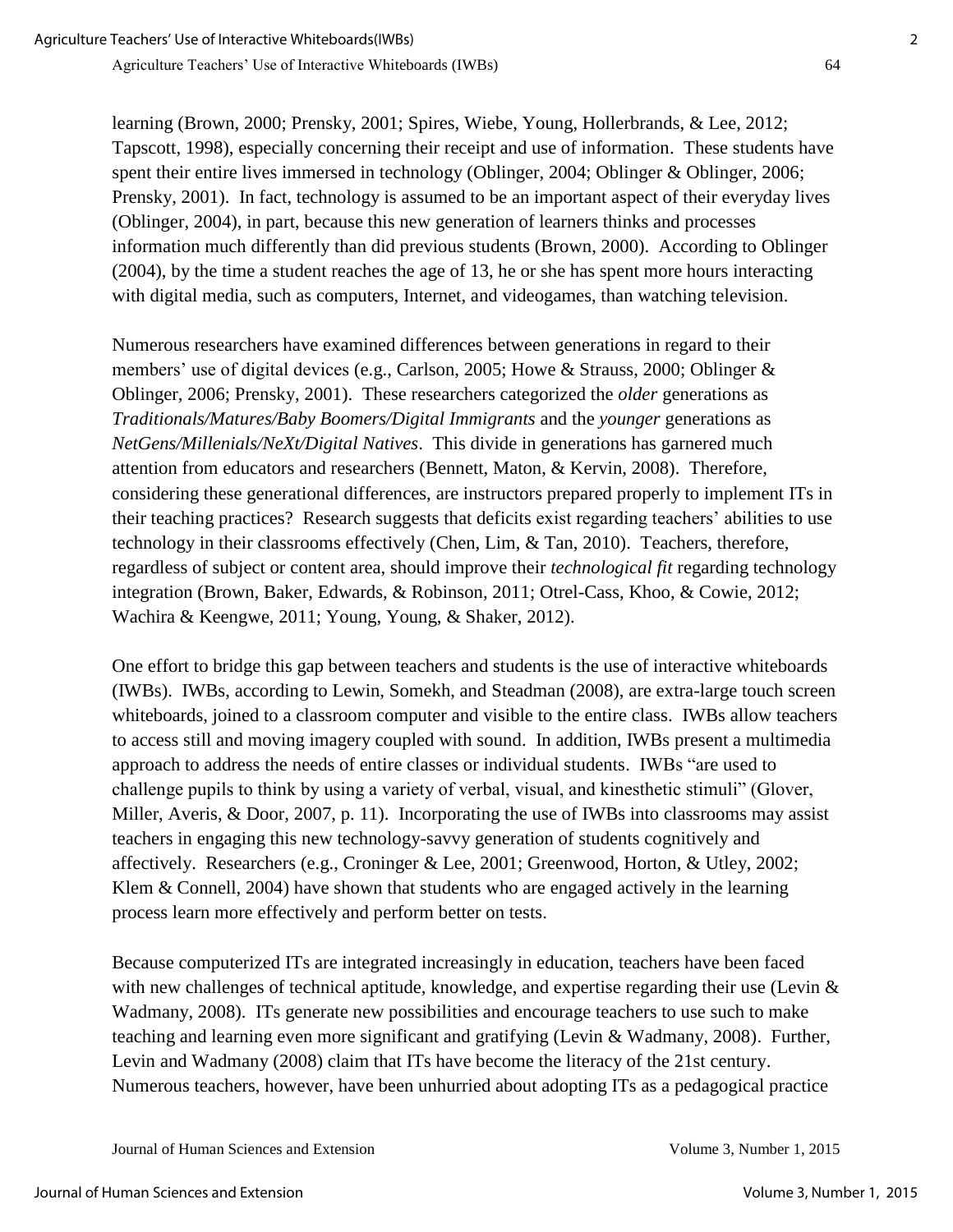learning (Brown, 2000; Prensky, 2001; Spires, Wiebe, Young, Hollerbrands, & Lee, 2012; Tapscott, 1998), especially concerning their receipt and use of information. These students have spent their entire lives immersed in technology (Oblinger, 2004; Oblinger & Oblinger, 2006; Prensky, 2001). In fact, technology is assumed to be an important aspect of their everyday lives (Oblinger, 2004), in part, because this new generation of learners thinks and processes information much differently than did previous students (Brown, 2000). According to Oblinger (2004), by the time a student reaches the age of 13, he or she has spent more hours interacting with digital media, such as computers, Internet, and videogames, than watching television.

Numerous researchers have examined differences between generations in regard to their members' use of digital devices (e.g., Carlson, 2005; Howe & Strauss, 2000; Oblinger & Oblinger, 2006; Prensky, 2001). These researchers categorized the *older* generations as *Traditionals/Matures/Baby Boomers/Digital Immigrants* and the *younger* generations as *NetGens/Millenials/NeXt/Digital Natives*. This divide in generations has garnered much attention from educators and researchers (Bennett, Maton, & Kervin, 2008). Therefore, considering these generational differences, are instructors prepared properly to implement ITs in their teaching practices? Research suggests that deficits exist regarding teachers' abilities to use technology in their classrooms effectively (Chen, Lim, & Tan, 2010). Teachers, therefore, regardless of subject or content area, should improve their *technological fit* regarding technology integration (Brown, Baker, Edwards, & Robinson, 2011; Otrel-Cass, Khoo, & Cowie, 2012; Wachira & Keengwe, 2011; Young, Young, & Shaker, 2012).

One effort to bridge this gap between teachers and students is the use of interactive whiteboards (IWBs). IWBs, according to Lewin, Somekh, and Steadman (2008), are extra-large touch screen whiteboards, joined to a classroom computer and visible to the entire class. IWBs allow teachers to access still and moving imagery coupled with sound. In addition, IWBs present a multimedia approach to address the needs of entire classes or individual students. IWBs "are used to challenge pupils to think by using a variety of verbal, visual, and kinesthetic stimuli" (Glover, Miller, Averis, & Door, 2007, p. 11). Incorporating the use of IWBs into classrooms may assist teachers in engaging this new technology-savvy generation of students cognitively and affectively. Researchers (e.g., Croninger & Lee, 2001; Greenwood, Horton, & Utley, 2002; Klem & Connell, 2004) have shown that students who are engaged actively in the learning process learn more effectively and perform better on tests.

Because computerized ITs are integrated increasingly in education, teachers have been faced with new challenges of technical aptitude, knowledge, and expertise regarding their use (Levin & Wadmany, 2008). ITs generate new possibilities and encourage teachers to use such to make teaching and learning even more significant and gratifying (Levin & Wadmany, 2008). Further, Levin and Wadmany (2008) claim that ITs have become the literacy of the 21st century. Numerous teachers, however, have been unhurried about adopting ITs as a pedagogical practice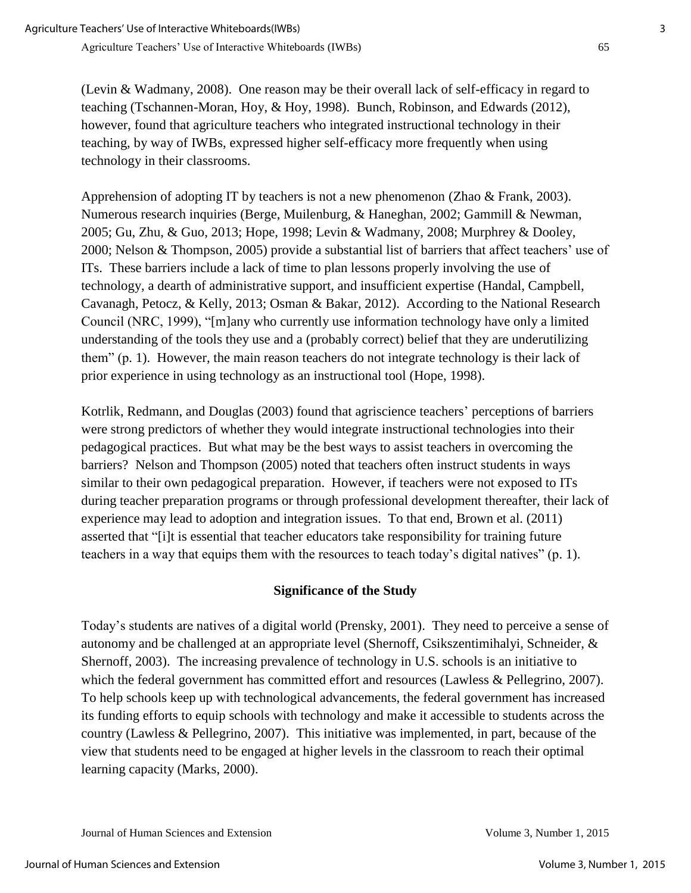(Levin & Wadmany, 2008). One reason may be their overall lack of self-efficacy in regard to teaching (Tschannen-Moran, Hoy, & Hoy, 1998). Bunch, Robinson, and Edwards (2012), however, found that agriculture teachers who integrated instructional technology in their teaching, by way of IWBs, expressed higher self-efficacy more frequently when using technology in their classrooms.

Apprehension of adopting IT by teachers is not a new phenomenon (Zhao & Frank, 2003). Numerous research inquiries (Berge, Muilenburg, & Haneghan, 2002; Gammill & Newman, 2005; Gu, Zhu, & Guo, 2013; Hope, 1998; Levin & Wadmany, 2008; Murphrey & Dooley, 2000; Nelson & Thompson, 2005) provide a substantial list of barriers that affect teachers' use of ITs. These barriers include a lack of time to plan lessons properly involving the use of technology, a dearth of administrative support, and insufficient expertise (Handal, Campbell, Cavanagh, Petocz, & Kelly, 2013; Osman & Bakar, 2012). According to the National Research Council (NRC, 1999), "[m]any who currently use information technology have only a limited understanding of the tools they use and a (probably correct) belief that they are underutilizing them" (p. 1). However, the main reason teachers do not integrate technology is their lack of prior experience in using technology as an instructional tool (Hope, 1998).

Kotrlik, Redmann, and Douglas (2003) found that agriscience teachers' perceptions of barriers were strong predictors of whether they would integrate instructional technologies into their pedagogical practices. But what may be the best ways to assist teachers in overcoming the barriers? Nelson and Thompson (2005) noted that teachers often instruct students in ways similar to their own pedagogical preparation. However, if teachers were not exposed to ITs during teacher preparation programs or through professional development thereafter, their lack of experience may lead to adoption and integration issues. To that end, Brown et al. (2011) asserted that "[i]t is essential that teacher educators take responsibility for training future teachers in a way that equips them with the resources to teach today's digital natives" (p. 1).

## Significance of the Study

Today's students are natives of a digital world (Prensky, 2001). They need to perceive a sense of autonomy and be challenged at an appropriate level (Shernoff, Csikszentimihalyi, Schneider, & Shernoff, 2003). The increasing prevalence of technology in U.S. schools is an initiative to which the federal government has committed effort and resources (Lawless & Pellegrino, 2007). To help schools keep up with technological advancements, the federal government has increased its funding efforts to equip schools with technology and make it accessible to students across the country (Lawless & Pellegrino, 2007). This initiative was implemented, in part, because of the view that students need to be engaged at higher levels in the classroom to reach their optimal learning capacity (Marks, 2000).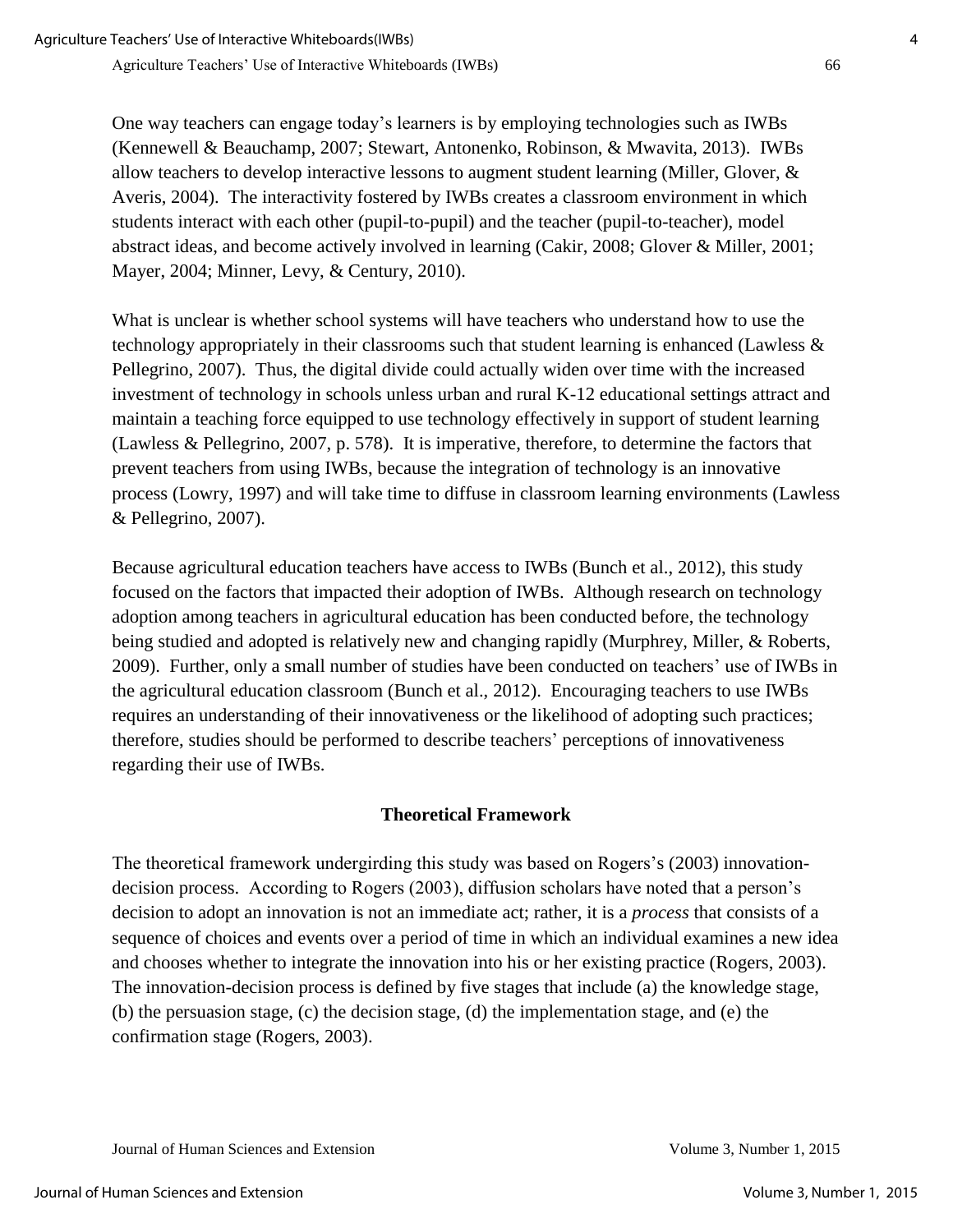One way teachers can engage today's learners is by employing technologies such as IWBs (Kennewell & Beauchamp, 2007; Stewart, Antonenko, Robinson, & Mwavita, 2013). IWBs allow teachers to develop interactive lessons to augment student learning (Miller, Glover, & Averis, 2004). The interactivity fostered by IWBs creates a classroom environment in which students interact with each other (pupil-to-pupil) and the teacher (pupil-to-teacher), model abstract ideas, and become actively involved in learning (Cakir, 2008; Glover & Miller, 2001; Mayer, 2004; Minner, Levy, & Century, 2010).

What is unclear is whether school systems will have teachers who understand how to use the technology appropriately in their classrooms such that student learning is enhanced (Lawless & Pellegrino, 2007). Thus, the digital divide could actually widen over time with the increased investment of technology in schools unless urban and rural K-12 educational settings attract and maintain a teaching force equipped to use technology effectively in support of student learning (Lawless & Pellegrino, 2007, p. 578). It is imperative, therefore, to determine the factors that prevent teachers from using IWBs, because the integration of technology is an innovative process (Lowry, 1997) and will take time to diffuse in classroom learning environments (Lawless & Pellegrino, 2007).

Because agricultural education teachers have access to IWBs (Bunch et al., 2012), this study focused on the factors that impacted their adoption of IWBs. Although research on technology adoption among teachers in agricultural education has been conducted before, the technology being studied and adopted is relatively new and changing rapidly (Murphrey, Miller, & Roberts, 2009). Further, only a small number of studies have been conducted on teachers' use of IWBs in the agricultural education classroom (Bunch et al., 2012). Encouraging teachers to use IWBs requires an understanding of their innovativeness or the likelihood of adopting such practices; therefore, studies should be performed to describe teachers' perceptions of innovativeness regarding their use of IWBs.

## Theoretical Framework

The theoretical framework undergirding this study was based on Rogers's (2003) innovation-decision process. According to Rogers (2003), diffusion scholars have noted that a person's decision to adopt an innovation is not an immediate act; rather, it is a *process* that consists of a sequence of choices and events over a period of time in which an individual examines a new idea and chooses whether to integrate the innovation into his or her existing practice (Rogers, 2003). The innovation-decision process is defined by five stages that include (a) the knowledge stage, (b) the persuasion stage, (c) the decision stage, (d) the implementation stage, and (e) the confirmation stage (Rogers, 2003).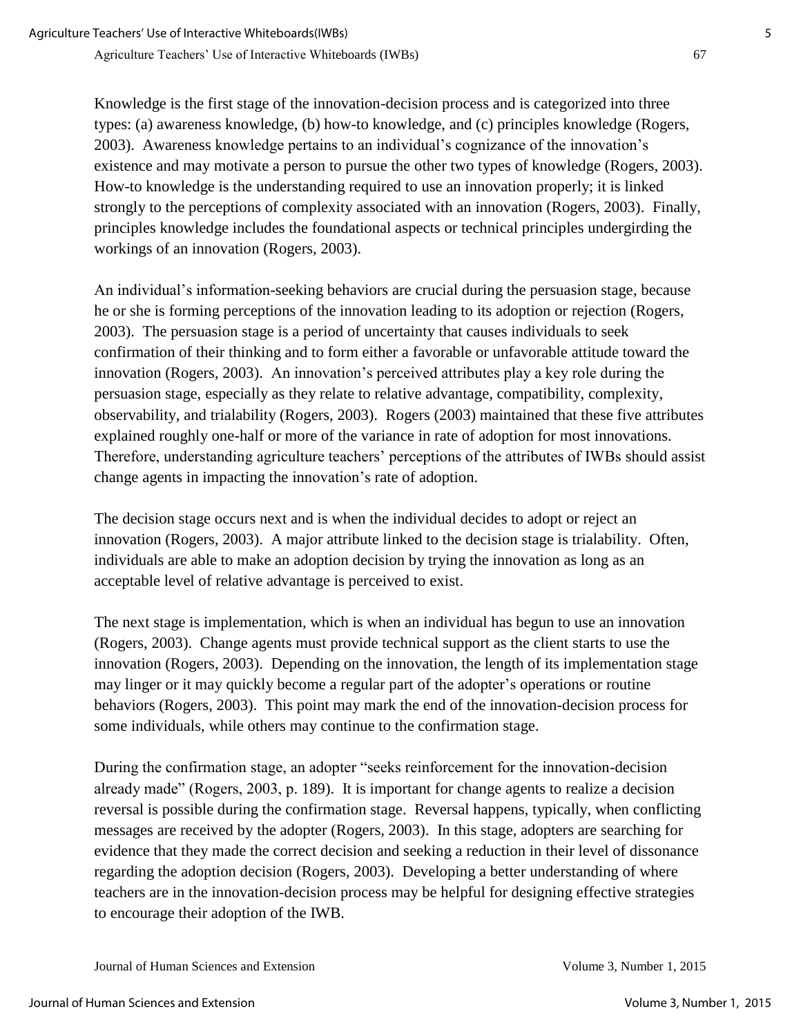Knowledge is the first stage of the innovation-decision process and is categorized into three types: (a) awareness knowledge, (b) how-to knowledge, and (c) principles knowledge (Rogers, 2003). Awareness knowledge pertains to an individual's cognizance of the innovation's existence and may motivate a person to pursue the other two types of knowledge (Rogers, 2003). How-to knowledge is the understanding required to use an innovation properly; it is linked strongly to the perceptions of complexity associated with an innovation (Rogers, 2003). Finally, principles knowledge includes the foundational aspects or technical principles undergirding the workings of an innovation (Rogers, 2003).

An individual's information-seeking behaviors are crucial during the persuasion stage, because he or she is forming perceptions of the innovation leading to its adoption or rejection (Rogers, 2003). The persuasion stage is a period of uncertainty that causes individuals to seek confirmation of their thinking and to form either a favorable or unfavorable attitude toward the innovation (Rogers, 2003). An innovation's perceived attributes play a key role during the persuasion stage, especially as they relate to relative advantage, compatibility, complexity, observability, and trialability (Rogers, 2003). Rogers (2003) maintained that these five attributes explained roughly one-half or more of the variance in rate of adoption for most innovations. Therefore, understanding agriculture teachers' perceptions of the attributes of IWBs should assist change agents in impacting the innovation's rate of adoption.

The decision stage occurs next and is when the individual decides to adopt or reject an innovation (Rogers, 2003). A major attribute linked to the decision stage is trialability. Often, individuals are able to make an adoption decision by trying the innovation as long as an acceptable level of relative advantage is perceived to exist.

The next stage is implementation, which is when an individual has begun to use an innovation (Rogers, 2003). Change agents must provide technical support as the client starts to use the innovation (Rogers, 2003). Depending on the innovation, the length of its implementation stage may linger or it may quickly become a regular part of the adopter's operations or routine behaviors (Rogers, 2003). This point may mark the end of the innovation-decision process for some individuals, while others may continue to the confirmation stage.

During the confirmation stage, an adopter "seeks reinforcement for the innovation-decision already made" (Rogers, 2003, p. 189). It is important for change agents to realize a decision reversal is possible during the confirmation stage. Reversal happens, typically, when conflicting messages are received by the adopter (Rogers, 2003). In this stage, adopters are searching for evidence that they made the correct decision and seeking a reduction in their level of dissonance regarding the adoption decision (Rogers, 2003). Developing a better understanding of where teachers are in the innovation-decision process may be helpful for designing effective strategies to encourage their adoption of the IWB.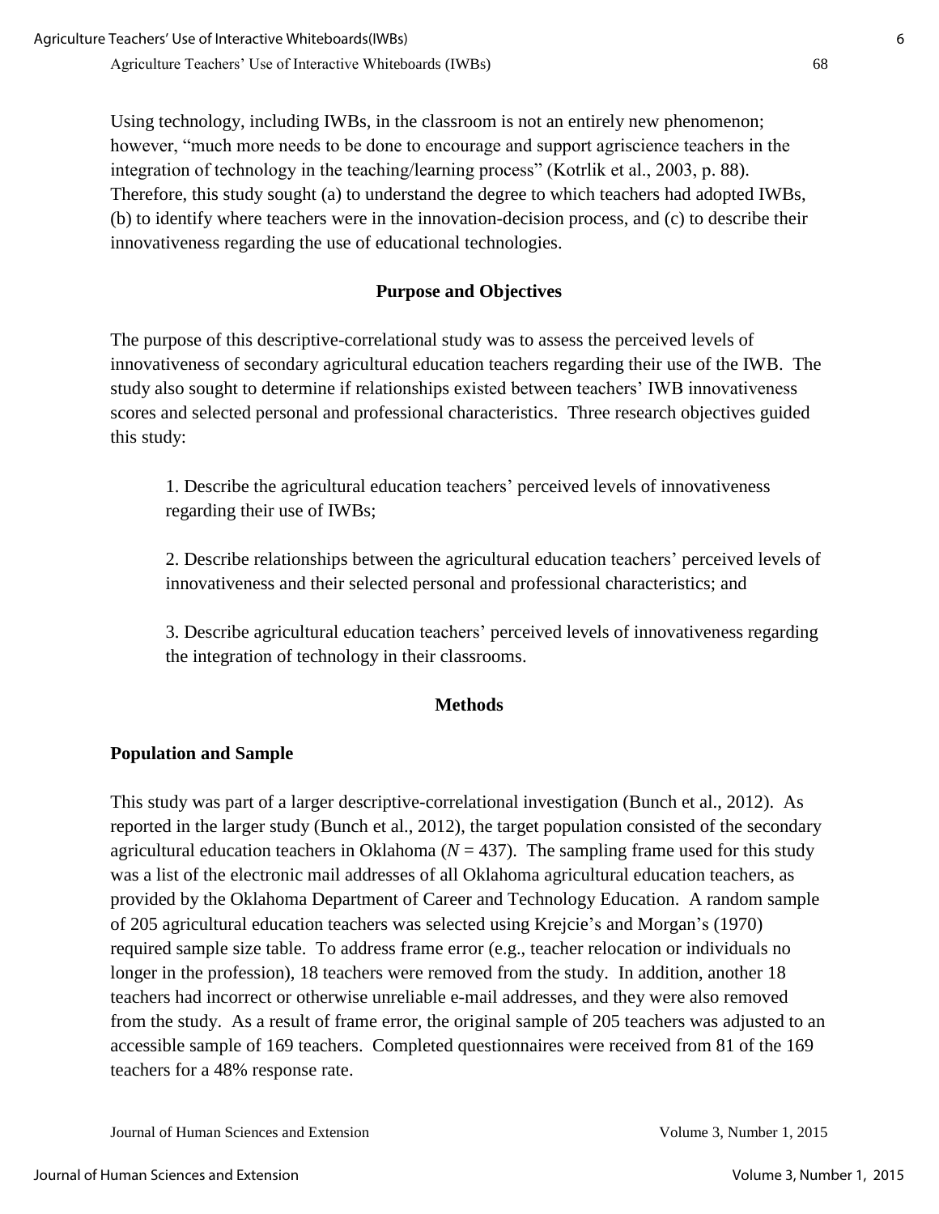Using technology, including IWBs, in the classroom is not an entirely new phenomenon; however, "much more needs to be done to encourage and support agriscience teachers in the integration of technology in the teaching/learning process" (Kotrlik et al., 2003, p. 88). Therefore, this study sought (a) to understand the degree to which teachers had adopted IWBs, (b) to identify where teachers were in the innovation-decision process, and (c) to describe their innovativeness regarding the use of educational technologies.

## Purpose and Objectives

The purpose of this descriptive-correlational study was to assess the perceived levels of innovativeness of secondary agricultural education teachers regarding their use of the IWB. The study also sought to determine if relationships existed between teachers' IWB innovativeness scores and selected personal and professional characteristics. Three research objectives guided this study:

1. Describe the agricultural education teachers' perceived levels of innovativeness regarding their use of IWBs;

2. Describe relationships between the agricultural education teachers' perceived levels of innovativeness and their selected personal and professional characteristics; and

3. Describe agricultural education teachers' perceived levels of innovativeness regarding the integration of technology in their classrooms.

## Methods

### Population and Sample

This study was part of a larger descriptive-correlational investigation (Bunch et al., 2012). As reported in the larger study (Bunch et al., 2012), the target population consisted of the secondary agricultural education teachers in Oklahoma ($N$ = 437). The sampling frame used for this study was a list of the electronic mail addresses of all Oklahoma agricultural education teachers, as provided by the Oklahoma Department of Career and Technology Education. A random sample of 205 agricultural education teachers was selected using Krejcie's and Morgan's (1970) required sample size table. To address frame error (e.g., teacher relocation or individuals no longer in the profession), 18 teachers were removed from the study. In addition, another 18 teachers had incorrect or otherwise unreliable e-mail addresses, and they were also removed from the study. As a result of frame error, the original sample of 205 teachers was adjusted to an accessible sample of 169 teachers. Completed questionnaires were received from 81 of the 169 teachers for a 48% response rate.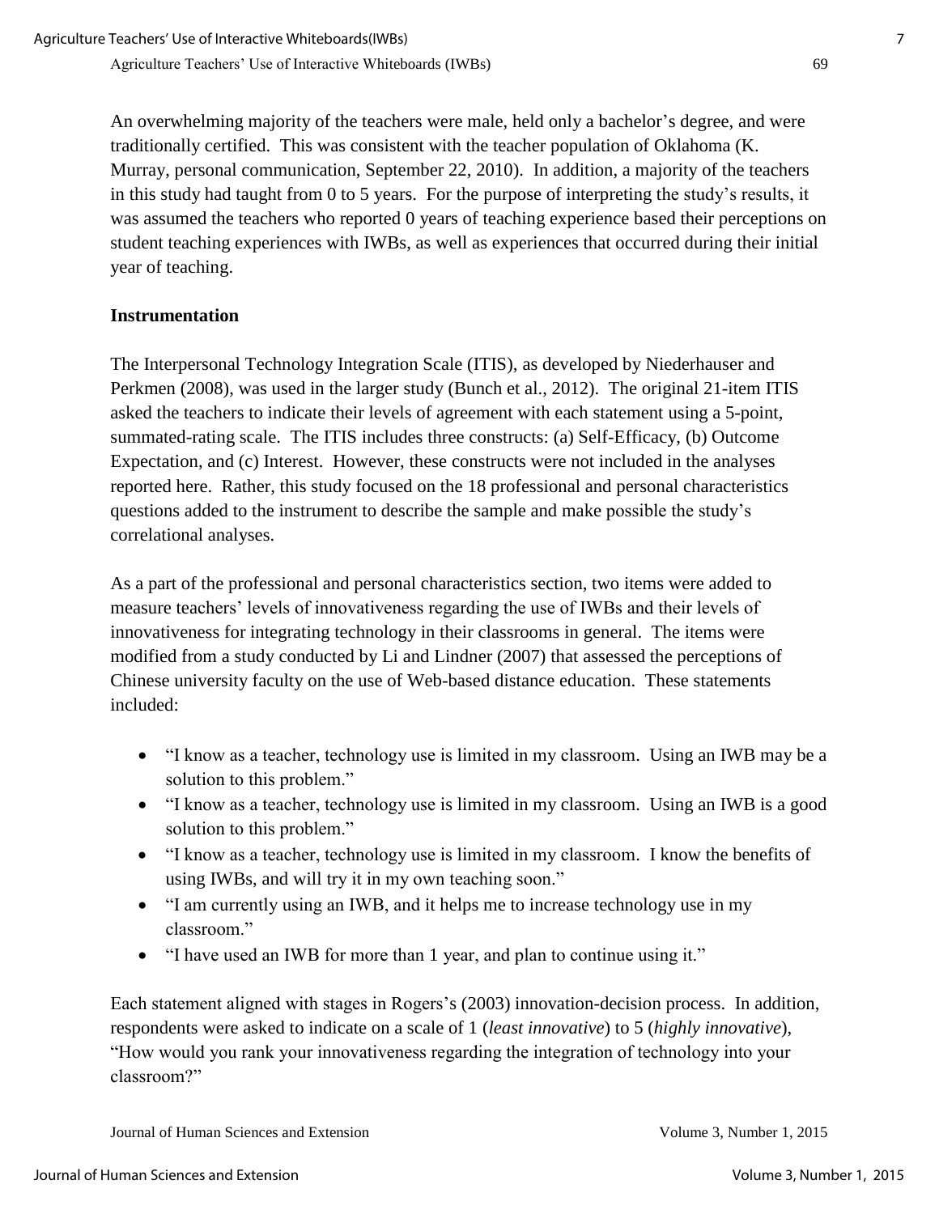An overwhelming majority of the teachers were male, held only a bachelor's degree, and were traditionally certified. This was consistent with the teacher population of Oklahoma (K. Murray, personal communication, September 22, 2010). In addition, a majority of the teachers in this study had taught from 0 to 5 years. For the purpose of interpreting the study's results, it was assumed the teachers who reported 0 years of teaching experience based their perceptions on student teaching experiences with IWBs, as well as experiences that occurred during their initial year of teaching.

### Instrumentation

The Interpersonal Technology Integration Scale (ITIS), as developed by Niederhauser and Perkmen (2008), was used in the larger study (Bunch et al., 2012). The original 21-item ITIS asked the teachers to indicate their levels of agreement with each statement using a 5-point, summated-rating scale. The ITIS includes three constructs: (a) Self-Efficacy, (b) Outcome Expectation, and (c) Interest. However, these constructs were not included in the analyses reported here. Rather, this study focused on the 18 professional and personal characteristics questions added to the instrument to describe the sample and make possible the study's correlational analyses.

As a part of the professional and personal characteristics section, two items were added to measure teachers' levels of innovativeness regarding the use of IWBs and their levels of innovativeness for integrating technology in their classrooms in general. The items were modified from a study conducted by Li and Lindner (2007) that assessed the perceptions of Chinese university faculty on the use of Web-based distance education. These statements included:

- "I know as a teacher, technology use is limited in my classroom. Using an IWB may be a solution to this problem."
- "I know as a teacher, technology use is limited in my classroom. Using an IWB is a good solution to this problem."
- "I know as a teacher, technology use is limited in my classroom. I know the benefits of using IWBs, and will try it in my own teaching soon."
- "I am currently using an IWB, and it helps me to increase technology use in my classroom."
- "I have used an IWB for more than 1 year, and plan to continue using it."

Each statement aligned with stages in Rogers's (2003) innovation-decision process. In addition, respondents were asked to indicate on a scale of 1 (*least innovative*) to 5 (*highly innovative*), "How would you rank your innovativeness regarding the integration of technology into your classroom?"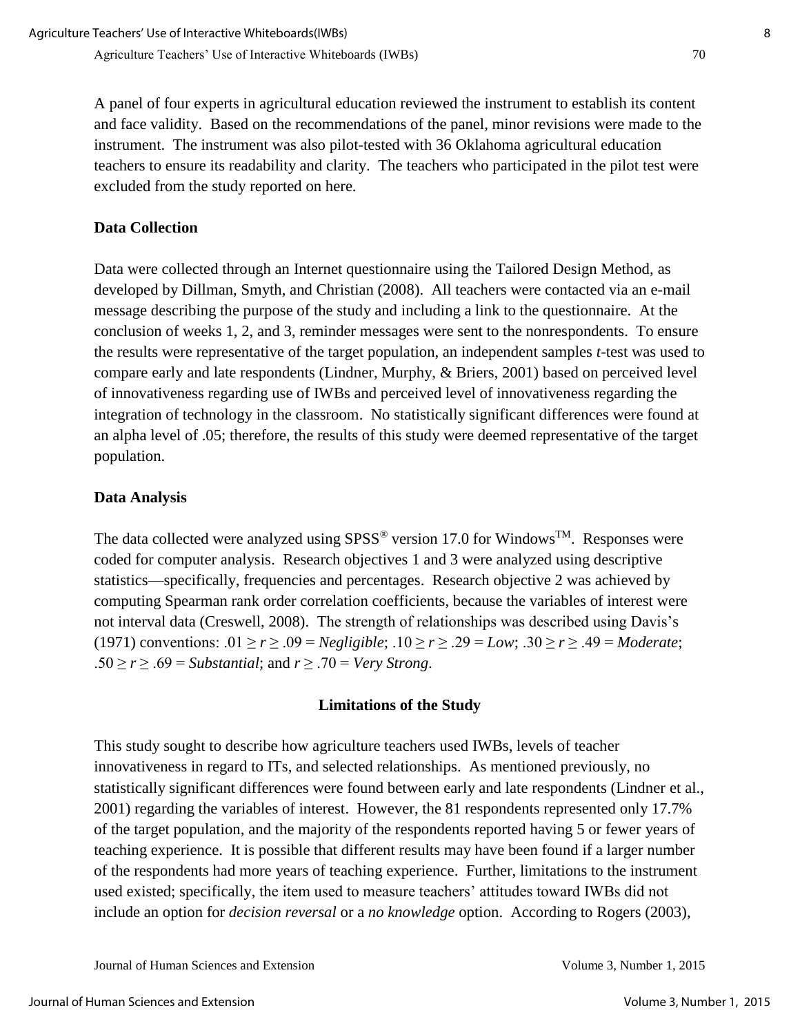A panel of four experts in agricultural education reviewed the instrument to establish its content and face validity. Based on the recommendations of the panel, minor revisions were made to the instrument. The instrument was also pilot-tested with 36 Oklahoma agricultural education teachers to ensure its readability and clarity. The teachers who participated in the pilot test were excluded from the study reported on here.

### Data Collection

Data were collected through an Internet questionnaire using the Tailored Design Method, as developed by Dillman, Smyth, and Christian (2008). All teachers were contacted via an e-mail message describing the purpose of the study and including a link to the questionnaire. At the conclusion of weeks 1, 2, and 3, reminder messages were sent to the nonrespondents. To ensure the results were representative of the target population, an independent samples *t*-test was used to compare early and late respondents (Lindner, Murphy, & Briers, 2001) based on perceived level of innovativeness regarding use of IWBs and perceived level of innovativeness regarding the integration of technology in the classroom. No statistically significant differences were found at an alpha level of .05; therefore, the results of this study were deemed representative of the target population.

### Data Analysis

The data collected were analyzed using SPSS® version 17.0 for Windows™. Responses were coded for computer analysis. Research objectives 1 and 3 were analyzed using descriptive statistics—specifically, frequencies and percentages. Research objective 2 was achieved by computing Spearman rank order correlation coefficients, because the variables of interest were not interval data (Creswell, 2008). The strength of relationships was described using Davis's (1971) conventions: $.01 \geq r \geq .09$ = *Negligible*; $.10 \geq r \geq .29$ = *Low*; $.30 \geq r \geq .49$ = *Moderate*; $.50 \geq r \geq .69$ = *Substantial*; and $r \geq .70$ = *Very Strong*.

## Limitations of the Study

This study sought to describe how agriculture teachers used IWBs, levels of teacher innovativeness in regard to ITs, and selected relationships. As mentioned previously, no statistically significant differences were found between early and late respondents (Lindner et al., 2001) regarding the variables of interest. However, the 81 respondents represented only 17.7% of the target population, and the majority of the respondents reported having 5 or fewer years of teaching experience. It is possible that different results may have been found if a larger number of the respondents had more years of teaching experience. Further, limitations to the instrument used existed; specifically, the item used to measure teachers' attitudes toward IWBs did not include an option for *decision reversal* or a *no knowledge* option. According to Rogers (2003),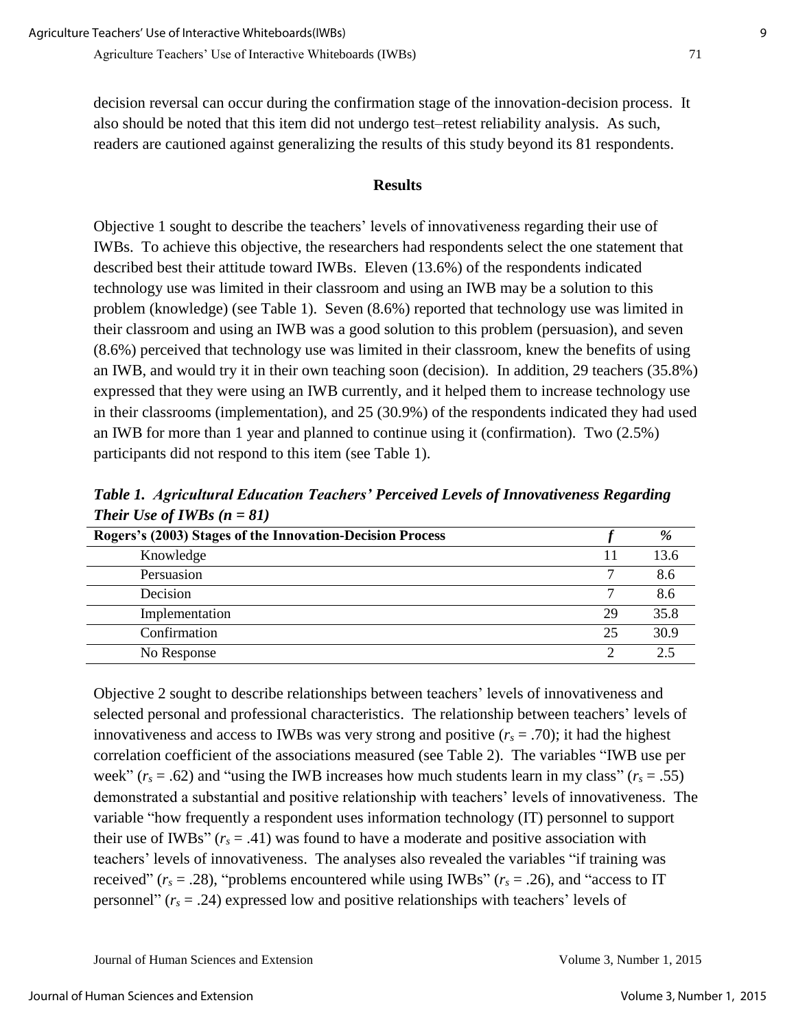decision reversal can occur during the confirmation stage of the innovation-decision process. It also should be noted that this item did not undergo test–retest reliability analysis. As such, readers are cautioned against generalizing the results of this study beyond its 81 respondents.

## Results

Objective 1 sought to describe the teachers' levels of innovativeness regarding their use of IWBs. To achieve this objective, the researchers had respondents select the one statement that described best their attitude toward IWBs. Eleven (13.6%) of the respondents indicated technology use was limited in their classroom and using an IWB may be a solution to this problem (knowledge) (see Table 1). Seven (8.6%) reported that technology use was limited in their classroom and using an IWB was a good solution to this problem (persuasion), and seven (8.6%) perceived that technology use was limited in their classroom, knew the benefits of using an IWB, and would try it in their own teaching soon (decision). In addition, 29 teachers (35.8%) expressed that they were using an IWB currently, and it helped them to increase technology use in their classrooms (implementation), and 25 (30.9%) of the respondents indicated they had used an IWB for more than 1 year and planned to continue using it (confirmation). Two (2.5%) participants did not respond to this item (see Table 1).

***Table 1. Agricultural Education Teachers' Perceived Levels of Innovativeness Regarding Their Use of IWBs (n = 81)***

| Rogers's (2003) Stages of the Innovation-Decision Process | *f* | *%* |
|---|---|---|
| Knowledge | 11 | 13.6 |
| Persuasion | 7 | 8.6 |
| Decision | 7 | 8.6 |
| Implementation | 29 | 35.8 |
| Confirmation | 25 | 30.9 |
| No Response | 2 | 2.5 |

Objective 2 sought to describe relationships between teachers' levels of innovativeness and selected personal and professional characteristics. The relationship between teachers' levels of innovativeness and access to IWBs was very strong and positive ($r_s = .70$); it had the highest correlation coefficient of the associations measured (see Table 2). The variables "IWB use per week" ($r_s = .62$) and "using the IWB increases how much students learn in my class" ($r_s = .55$) demonstrated a substantial and positive relationship with teachers' levels of innovativeness. The variable "how frequently a respondent uses information technology (IT) personnel to support their use of IWBs" ($r_s = .41$) was found to have a moderate and positive association with teachers' levels of innovativeness. The analyses also revealed the variables "if training was received" ($r_s = .28$), "problems encountered while using IWBs" ($r_s = .26$), and "access to IT personnel" ($r_s = .24$) expressed low and positive relationships with teachers' levels of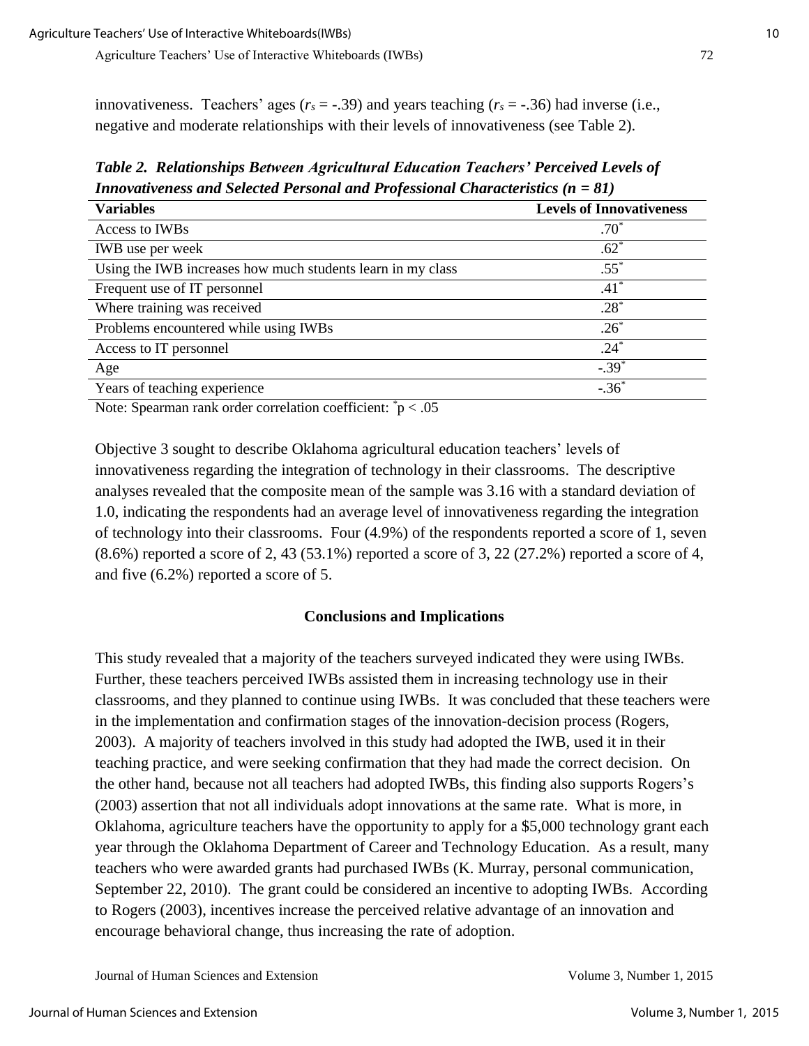innovativeness. Teachers' ages ($r_s$ = -.39) and years teaching ($r_s$ = -.36) had inverse (i.e., negative and moderate relationships with their levels of innovativeness (see Table 2).

***Table 2. Relationships Between Agricultural Education Teachers' Perceived Levels of Innovativeness and Selected Personal and Professional Characteristics (n = 81)***

| Variables | Levels of Innovativeness |
| --- | --- |
| Access to IWBs | .70* |
| IWB use per week | .62* |
| Using the IWB increases how much students learn in my class | .55* |
| Frequent use of IT personnel | .41* |
| Where training was received | .28* |
| Problems encountered while using IWBs | .26* |
| Access to IT personnel | .24* |
| Age | -.39* |
| Years of teaching experience | -.36* |

Note: Spearman rank order correlation coefficient: *$p < .05$

Objective 3 sought to describe Oklahoma agricultural education teachers' levels of innovativeness regarding the integration of technology in their classrooms. The descriptive analyses revealed that the composite mean of the sample was 3.16 with a standard deviation of 1.0, indicating the respondents had an average level of innovativeness regarding the integration of technology into their classrooms. Four (4.9%) of the respondents reported a score of 1, seven (8.6%) reported a score of 2, 43 (53.1%) reported a score of 3, 22 (27.2%) reported a score of 4, and five (6.2%) reported a score of 5.

## Conclusions and Implications

This study revealed that a majority of the teachers surveyed indicated they were using IWBs. Further, these teachers perceived IWBs assisted them in increasing technology use in their classrooms, and they planned to continue using IWBs. It was concluded that these teachers were in the implementation and confirmation stages of the innovation-decision process (Rogers, 2003). A majority of teachers involved in this study had adopted the IWB, used it in their teaching practice, and were seeking confirmation that they had made the correct decision. On the other hand, because not all teachers had adopted IWBs, this finding also supports Rogers's (2003) assertion that not all individuals adopt innovations at the same rate. What is more, in Oklahoma, agriculture teachers have the opportunity to apply for a $5,000 technology grant each year through the Oklahoma Department of Career and Technology Education. As a result, many teachers who were awarded grants had purchased IWBs (K. Murray, personal communication, September 22, 2010). The grant could be considered an incentive to adopting IWBs. According to Rogers (2003), incentives increase the perceived relative advantage of an innovation and encourage behavioral change, thus increasing the rate of adoption.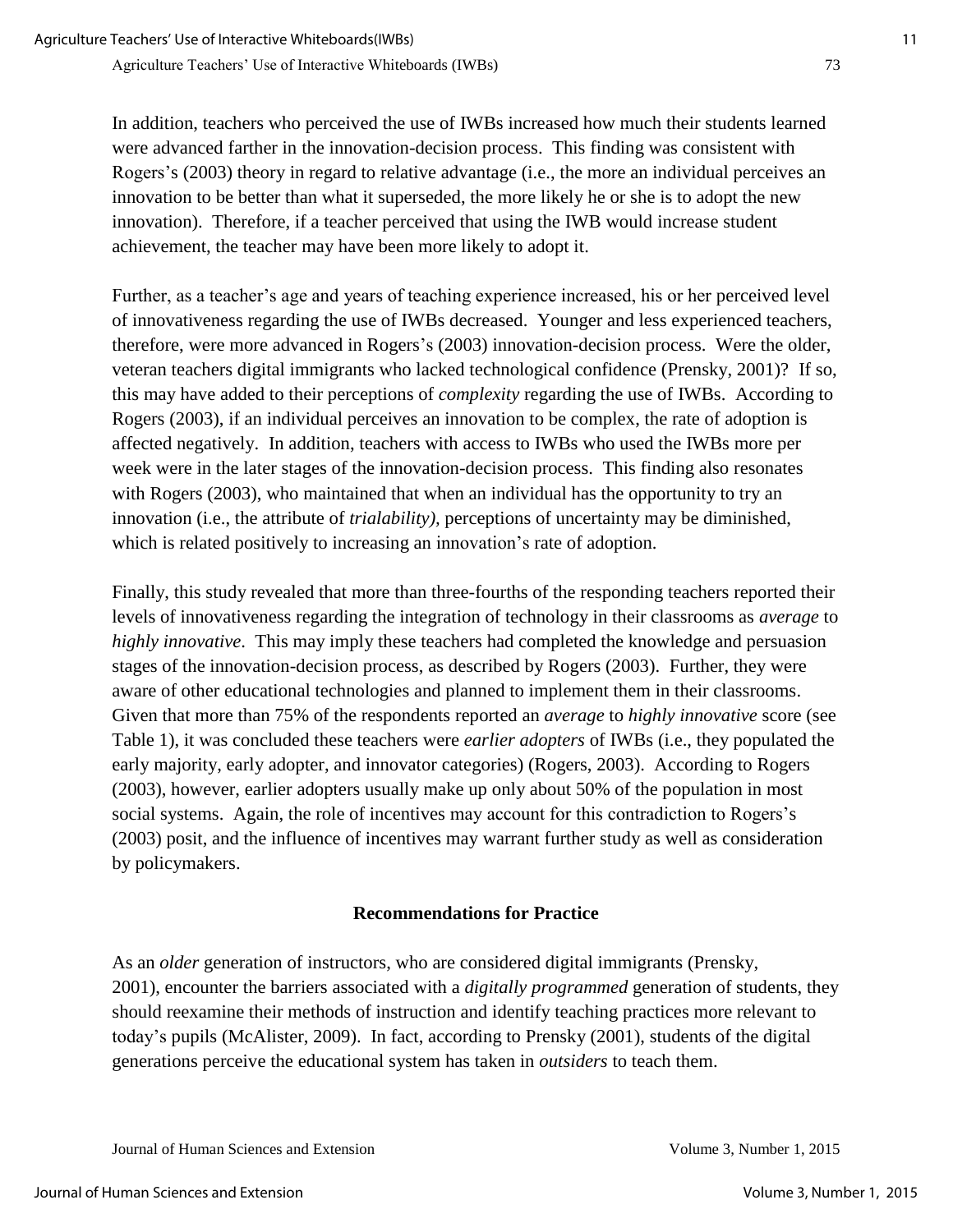In addition, teachers who perceived the use of IWBs increased how much their students learned were advanced farther in the innovation-decision process. This finding was consistent with Rogers's (2003) theory in regard to relative advantage (i.e., the more an individual perceives an innovation to be better than what it superseded, the more likely he or she is to adopt the new innovation). Therefore, if a teacher perceived that using the IWB would increase student achievement, the teacher may have been more likely to adopt it.

Further, as a teacher's age and years of teaching experience increased, his or her perceived level of innovativeness regarding the use of IWBs decreased. Younger and less experienced teachers, therefore, were more advanced in Rogers's (2003) innovation-decision process. Were the older, veteran teachers digital immigrants who lacked technological confidence (Prensky, 2001)? If so, this may have added to their perceptions of *complexity* regarding the use of IWBs. According to Rogers (2003), if an individual perceives an innovation to be complex, the rate of adoption is affected negatively. In addition, teachers with access to IWBs who used the IWBs more per week were in the later stages of the innovation-decision process. This finding also resonates with Rogers (2003), who maintained that when an individual has the opportunity to try an innovation (i.e., the attribute of *trialability)*, perceptions of uncertainty may be diminished, which is related positively to increasing an innovation's rate of adoption.

Finally, this study revealed that more than three-fourths of the responding teachers reported their levels of innovativeness regarding the integration of technology in their classrooms as *average* to *highly innovative*. This may imply these teachers had completed the knowledge and persuasion stages of the innovation-decision process, as described by Rogers (2003). Further, they were aware of other educational technologies and planned to implement them in their classrooms. Given that more than 75% of the respondents reported an *average* to *highly innovative* score (see Table 1), it was concluded these teachers were *earlier adopters* of IWBs (i.e., they populated the early majority, early adopter, and innovator categories) (Rogers, 2003). According to Rogers (2003), however, earlier adopters usually make up only about 50% of the population in most social systems. Again, the role of incentives may account for this contradiction to Rogers's (2003) posit, and the influence of incentives may warrant further study as well as consideration by policymakers.

## Recommendations for Practice

As an *older* generation of instructors, who are considered digital immigrants (Prensky, 2001), encounter the barriers associated with a *digitally programmed* generation of students, they should reexamine their methods of instruction and identify teaching practices more relevant to today's pupils (McAlister, 2009). In fact, according to Prensky (2001), students of the digital generations perceive the educational system has taken in *outsiders* to teach them.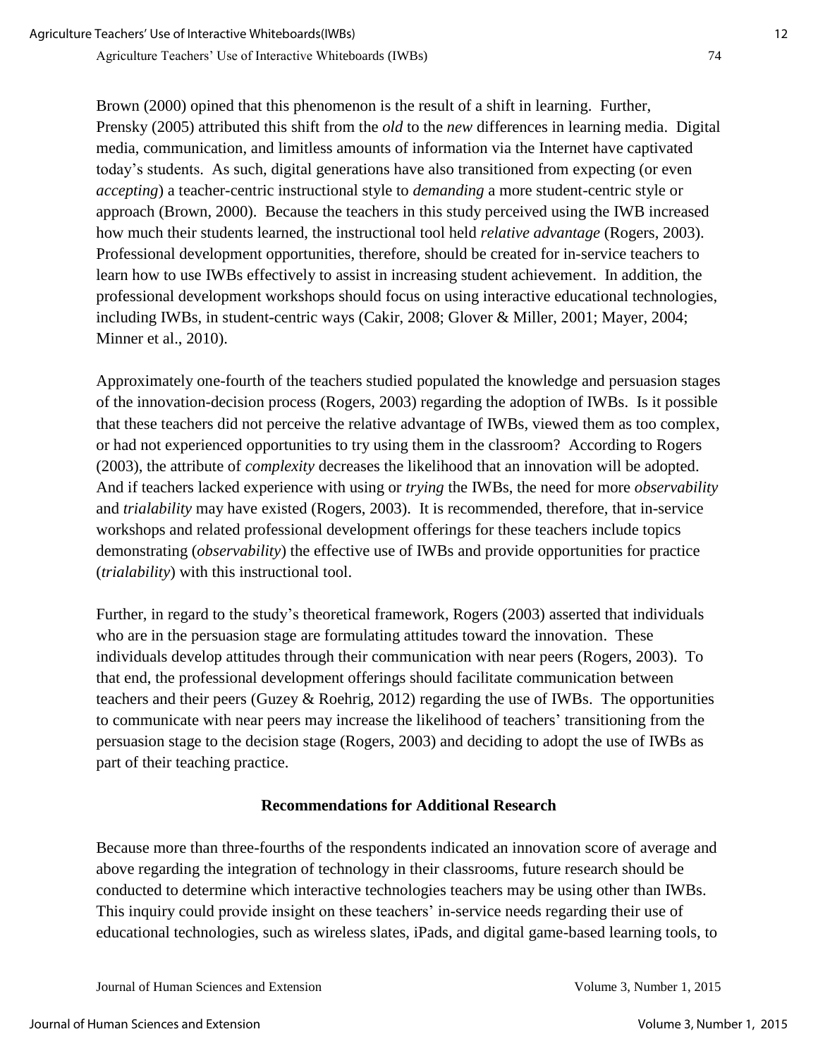Brown (2000) opined that this phenomenon is the result of a shift in learning. Further, Prensky (2005) attributed this shift from the *old* to the *new* differences in learning media. Digital media, communication, and limitless amounts of information via the Internet have captivated today's students. As such, digital generations have also transitioned from expecting (or even *accepting*) a teacher-centric instructional style to *demanding* a more student-centric style or approach (Brown, 2000). Because the teachers in this study perceived using the IWB increased how much their students learned, the instructional tool held *relative advantage* (Rogers, 2003). Professional development opportunities, therefore, should be created for in-service teachers to learn how to use IWBs effectively to assist in increasing student achievement. In addition, the professional development workshops should focus on using interactive educational technologies, including IWBs, in student-centric ways (Cakir, 2008; Glover & Miller, 2001; Mayer, 2004; Minner et al., 2010).

Approximately one-fourth of the teachers studied populated the knowledge and persuasion stages of the innovation-decision process (Rogers, 2003) regarding the adoption of IWBs. Is it possible that these teachers did not perceive the relative advantage of IWBs, viewed them as too complex, or had not experienced opportunities to try using them in the classroom? According to Rogers (2003), the attribute of *complexity* decreases the likelihood that an innovation will be adopted. And if teachers lacked experience with using or *trying* the IWBs, the need for more *observability* and *trialability* may have existed (Rogers, 2003). It is recommended, therefore, that in-service workshops and related professional development offerings for these teachers include topics demonstrating (*observability*) the effective use of IWBs and provide opportunities for practice (*trialability*) with this instructional tool.

Further, in regard to the study's theoretical framework, Rogers (2003) asserted that individuals who are in the persuasion stage are formulating attitudes toward the innovation. These individuals develop attitudes through their communication with near peers (Rogers, 2003). To that end, the professional development offerings should facilitate communication between teachers and their peers (Guzey & Roehrig, 2012) regarding the use of IWBs. The opportunities to communicate with near peers may increase the likelihood of teachers' transitioning from the persuasion stage to the decision stage (Rogers, 2003) and deciding to adopt the use of IWBs as part of their teaching practice.

## Recommendations for Additional Research

Because more than three-fourths of the respondents indicated an innovation score of average and above regarding the integration of technology in their classrooms, future research should be conducted to determine which interactive technologies teachers may be using other than IWBs. This inquiry could provide insight on these teachers' in-service needs regarding their use of educational technologies, such as wireless slates, iPads, and digital game-based learning tools, to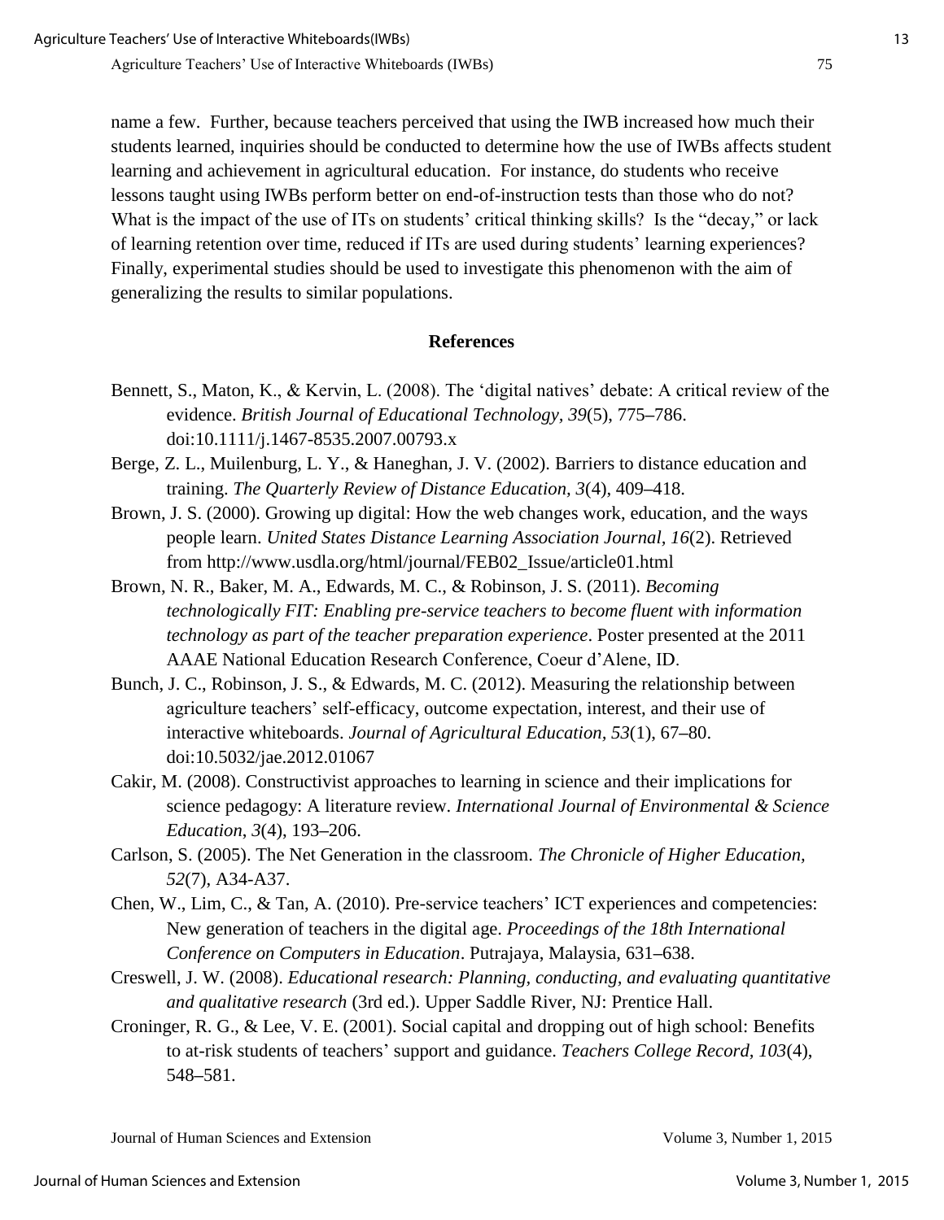name a few. Further, because teachers perceived that using the IWB increased how much their students learned, inquiries should be conducted to determine how the use of IWBs affects student learning and achievement in agricultural education. For instance, do students who receive lessons taught using IWBs perform better on end-of-instruction tests than those who do not? What is the impact of the use of ITs on students' critical thinking skills? Is the "decay," or lack of learning retention over time, reduced if ITs are used during students' learning experiences? Finally, experimental studies should be used to investigate this phenomenon with the aim of generalizing the results to similar populations.

## References

Bennett, S., Maton, K., & Kervin, L. (2008). The 'digital natives' debate: A critical review of the evidence. *British Journal of Educational Technology, 39*(5), 775–786. doi:10.1111/j.1467-8535.2007.00793.x

Berge, Z. L., Muilenburg, L. Y., & Haneghan, J. V. (2002). Barriers to distance education and training. *The Quarterly Review of Distance Education, 3*(4), 409–418.

Brown, J. S. (2000). Growing up digital: How the web changes work, education, and the ways people learn. *United States Distance Learning Association Journal, 16*(2). Retrieved from http://www.usdla.org/html/journal/FEB02_Issue/article01.html

Brown, N. R., Baker, M. A., Edwards, M. C., & Robinson, J. S. (2011). *Becoming technologically FIT: Enabling pre-service teachers to become fluent with information technology as part of the teacher preparation experience*. Poster presented at the 2011 AAAE National Education Research Conference, Coeur d'Alene, ID.

Bunch, J. C., Robinson, J. S., & Edwards, M. C. (2012). Measuring the relationship between agriculture teachers' self-efficacy, outcome expectation, interest, and their use of interactive whiteboards. *Journal of Agricultural Education, 53*(1), 67–80. doi:10.5032/jae.2012.01067

Cakir, M. (2008). Constructivist approaches to learning in science and their implications for science pedagogy: A literature review. *International Journal of Environmental & Science Education*, *3*(4), 193–206.

Carlson, S. (2005). The Net Generation in the classroom. *The Chronicle of Higher Education, 52*(7), A34-A37.

Chen, W., Lim, C., & Tan, A. (2010). Pre-service teachers' ICT experiences and competencies: New generation of teachers in the digital age. *Proceedings of the 18th International Conference on Computers in Education*. Putrajaya, Malaysia, 631–638.

Creswell, J. W. (2008). *Educational research: Planning, conducting, and evaluating quantitative and qualitative research* (3rd ed.). Upper Saddle River, NJ: Prentice Hall.

Croninger, R. G., & Lee, V. E. (2001). Social capital and dropping out of high school: Benefits to at-risk students of teachers' support and guidance. *Teachers College Record, 103*(4), 548–581.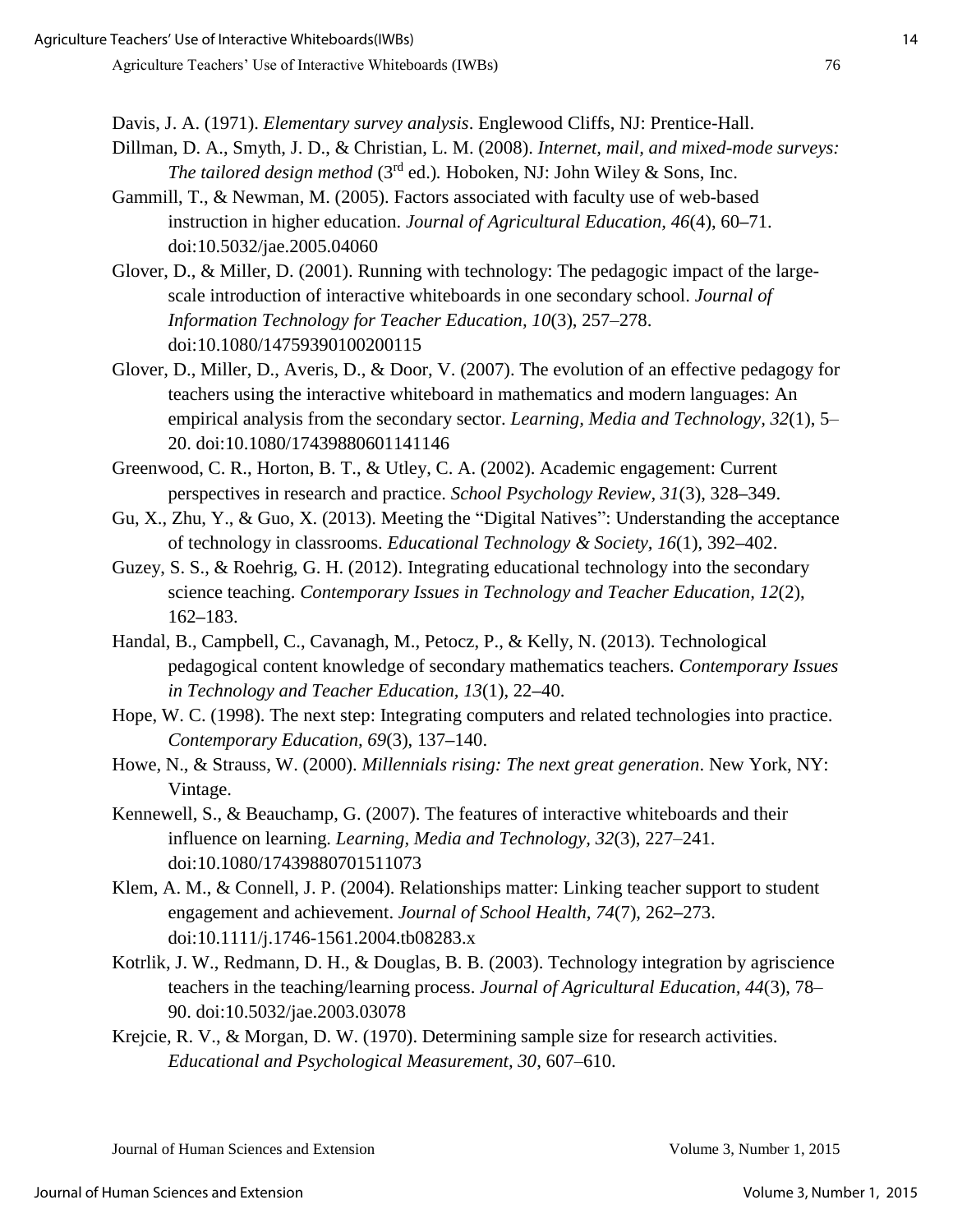Davis, J. A. (1971). *Elementary survey analysis*. Englewood Cliffs, NJ: Prentice-Hall.

Dillman, D. A., Smyth, J. D., & Christian, L. M. (2008). *Internet, mail, and mixed-mode surveys: The tailored design method* (3rd ed.). Hoboken, NJ: John Wiley & Sons, Inc.

Gammill, T., & Newman, M. (2005). Factors associated with faculty use of web-based instruction in higher education. *Journal of Agricultural Education, 46*(4), 60–71. doi:10.5032/jae.2005.04060

Glover, D., & Miller, D. (2001). Running with technology: The pedagogic impact of the large-scale introduction of interactive whiteboards in one secondary school. *Journal of Information Technology for Teacher Education, 10*(3), 257–278. doi:10.1080/14759390100200115

Glover, D., Miller, D., Averis, D., & Door, V. (2007). The evolution of an effective pedagogy for teachers using the interactive whiteboard in mathematics and modern languages: An empirical analysis from the secondary sector. *Learning, Media and Technology, 32*(1), 5–20. doi:10.1080/17439880601141146

Greenwood, C. R., Horton, B. T., & Utley, C. A. (2002). Academic engagement: Current perspectives in research and practice. *School Psychology Review*, *31*(3), 328–349.

Gu, X., Zhu, Y., & Guo, X. (2013). Meeting the "Digital Natives": Understanding the acceptance of technology in classrooms. *Educational Technology & Society, 16*(1), 392–402.

Guzey, S. S., & Roehrig, G. H. (2012). Integrating educational technology into the secondary science teaching. *Contemporary Issues in Technology and Teacher Education, 12*(2), 162–183.

Handal, B., Campbell, C., Cavanagh, M., Petocz, P., & Kelly, N. (2013). Technological pedagogical content knowledge of secondary mathematics teachers. *Contemporary Issues in Technology and Teacher Education*, *13*(1), 22–40.

Hope, W. C. (1998). The next step: Integrating computers and related technologies into practice. *Contemporary Education, 69*(3), 137–140.

Howe, N., & Strauss, W. (2000). *Millennials rising: The next great generation*. New York, NY: Vintage.

Kennewell, S., & Beauchamp, G. (2007). The features of interactive whiteboards and their influence on learning. *Learning, Media and Technology, 32*(3), 227–241. doi:10.1080/17439880701511073

Klem, A. M., & Connell, J. P. (2004). Relationships matter: Linking teacher support to student engagement and achievement. *Journal of School Health*, *74*(7), 262–273. doi:10.1111/j.1746-1561.2004.tb08283.x

Kotrlik, J. W., Redmann, D. H., & Douglas, B. B. (2003). Technology integration by agriscience teachers in the teaching/learning process. *Journal of Agricultural Education*, *44*(3), 78–90. doi:10.5032/jae.2003.03078

Krejcie, R. V., & Morgan, D. W. (1970). Determining sample size for research activities. *Educational and Psychological Measurement, 30*, 607–610.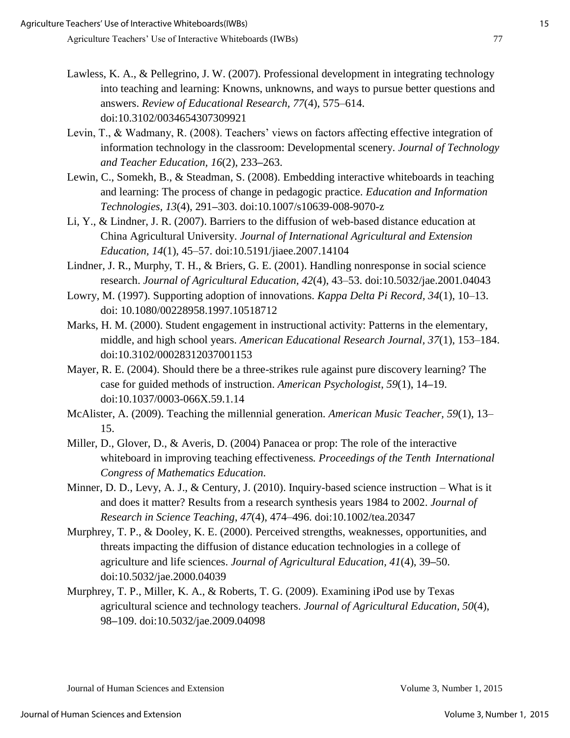Lawless, K. A., & Pellegrino, J. W. (2007). Professional development in integrating technology into teaching and learning: Knowns, unknowns, and ways to pursue better questions and answers. *Review of Educational Research*, *77*(4), 575–614. doi:10.3102/0034654307309921

Levin, T., & Wadmany, R. (2008). Teachers' views on factors affecting effective integration of information technology in the classroom: Developmental scenery. *Journal of Technology and Teacher Education, 16*(2), 233–263.

Lewin, C., Somekh, B., & Steadman, S. (2008). Embedding interactive whiteboards in teaching and learning: The process of change in pedagogic practice. *Education and Information Technologies*, *13*(4), 291–303. doi:10.1007/s10639-008-9070-z

Li, Y., & Lindner, J. R. (2007). Barriers to the diffusion of web-based distance education at China Agricultural University. *Journal of International Agricultural and Extension Education, 14*(1), 45–57. doi:10.5191/jiaee.2007.14104

Lindner, J. R., Murphy, T. H., & Briers, G. E. (2001). Handling nonresponse in social science research. *Journal of Agricultural Education, 42*(4), 43–53. doi:10.5032/jae.2001.04043

Lowry, M. (1997). Supporting adoption of innovations. *Kappa Delta Pi Record, 34*(1), 10–13. doi: 10.1080/00228958.1997.10518712

Marks, H. M. (2000). Student engagement in instructional activity: Patterns in the elementary, middle, and high school years. *American Educational Research Journal*, *37*(1), 153–184. doi:10.3102/00028312037001153

Mayer, R. E. (2004). Should there be a three-strikes rule against pure discovery learning? The case for guided methods of instruction. *American Psychologist*, *59*(1), 14–19. doi:10.1037/0003-066X.59.1.14

McAlister, A. (2009). Teaching the millennial generation. *American Music Teacher, 59*(1), 13–15.

Miller, D., Glover, D., & Averis, D. (2004) Panacea or prop: The role of the interactive whiteboard in improving teaching effectiveness*. Proceedings of the Tenth International Congress of Mathematics Education.*

Minner, D. D., Levy, A. J., & Century, J. (2010). Inquiry-based science instruction – What is it and does it matter? Results from a research synthesis years 1984 to 2002. *Journal of Research in Science Teaching*, *47*(4), 474–496. doi:10.1002/tea.20347

Murphrey, T. P., & Dooley, K. E. (2000). Perceived strengths, weaknesses, opportunities, and threats impacting the diffusion of distance education technologies in a college of agriculture and life sciences. *Journal of Agricultural Education, 41*(4), 39–50. doi:10.5032/jae.2000.04039

Murphrey, T. P., Miller, K. A., & Roberts, T. G. (2009). Examining iPod use by Texas agricultural science and technology teachers. *Journal of Agricultural Education, 50*(4), 98–109. doi:10.5032/jae.2009.04098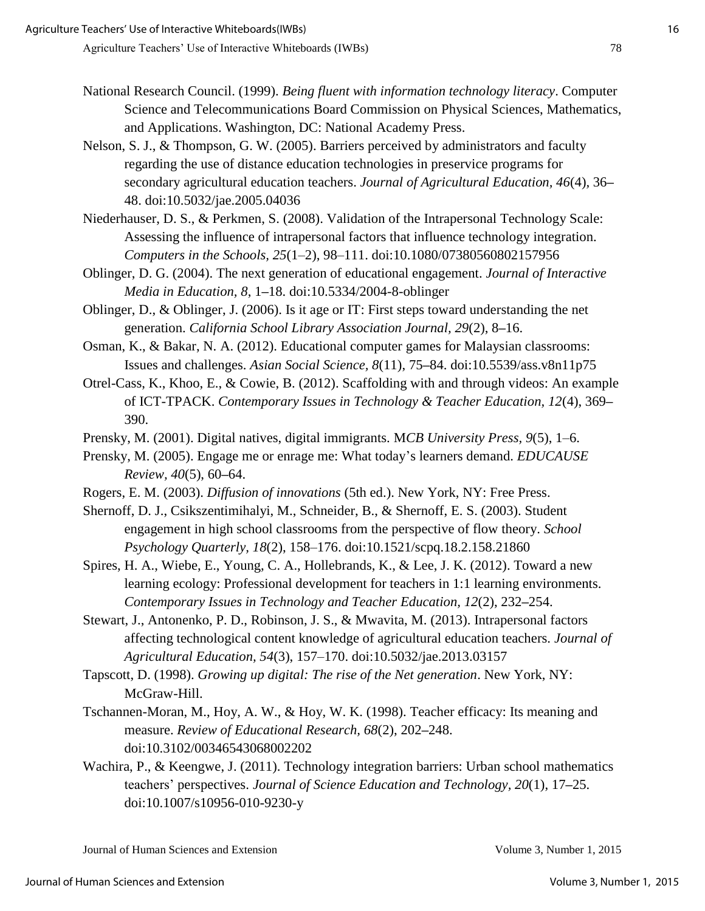National Research Council. (1999). *Being fluent with information technology literacy*. Computer Science and Telecommunications Board Commission on Physical Sciences, Mathematics, and Applications. Washington, DC: National Academy Press.

Nelson, S. J., & Thompson, G. W. (2005). Barriers perceived by administrators and faculty regarding the use of distance education technologies in preservice programs for secondary agricultural education teachers. *Journal of Agricultural Education, 46*(4), 36–48. doi:10.5032/jae.2005.04036

Niederhauser, D. S., & Perkmen, S. (2008). Validation of the Intrapersonal Technology Scale: Assessing the influence of intrapersonal factors that influence technology integration. *Computers in the Schools, 25*(1–2), 98–111. doi:10.1080/07380560802157956

Oblinger, D. G. (2004). The next generation of educational engagement. *Journal of Interactive Media in Education, 8*, 1–18. doi:10.5334/2004-8-oblinger

Oblinger, D., & Oblinger, J. (2006). Is it age or IT: First steps toward understanding the net generation. *California School Library Association Journal, 29*(2), 8–16.

Osman, K., & Bakar, N. A. (2012). Educational computer games for Malaysian classrooms: Issues and challenges. *Asian Social Science, 8*(11), 75–84. doi:10.5539/ass.v8n11p75

Otrel-Cass, K., Khoo, E., & Cowie, B. (2012). Scaffolding with and through videos: An example of ICT-TPACK. *Contemporary Issues in Technology & Teacher Education, 12*(4), 369–390.

Prensky, M. (2001). Digital natives, digital immigrants. M*CB University Press, 9*(5), 1–6.

Prensky, M. (2005). Engage me or enrage me: What today's learners demand. *EDUCAUSE Review, 40*(5), 60–64.

Rogers, E. M. (2003). *Diffusion of innovations* (5th ed.). New York, NY: Free Press.

Shernoff, D. J., Csikszentimihalyi, M., Schneider, B., & Shernoff, E. S. (2003). Student engagement in high school classrooms from the perspective of flow theory. *School Psychology Quarterly, 18*(2), 158–176. doi:10.1521/scpq.18.2.158.21860

Spires, H. A., Wiebe, E., Young, C. A., Hollebrands, K., & Lee, J. K. (2012). Toward a new learning ecology: Professional development for teachers in 1:1 learning environments. *Contemporary Issues in Technology and Teacher Education, 12*(2), 232–254.

Stewart, J., Antonenko, P. D., Robinson, J. S., & Mwavita, M. (2013). Intrapersonal factors affecting technological content knowledge of agricultural education teachers. *Journal of Agricultural Education, 54*(3), 157–170. doi:10.5032/jae.2013.03157

Tapscott, D. (1998). *Growing up digital: The rise of the Net generation*. New York, NY: McGraw-Hill.

Tschannen-Moran, M., Hoy, A. W., & Hoy, W. K. (1998). Teacher efficacy: Its meaning and measure. *Review of Educational Research, 68*(2), 202–248. doi:10.3102/00346543068002202

Wachira, P., & Keengwe, J. (2011). Technology integration barriers: Urban school mathematics teachers' perspectives. *Journal of Science Education and Technology, 20*(1), 17–25. doi:10.1007/s10956-010-9230-y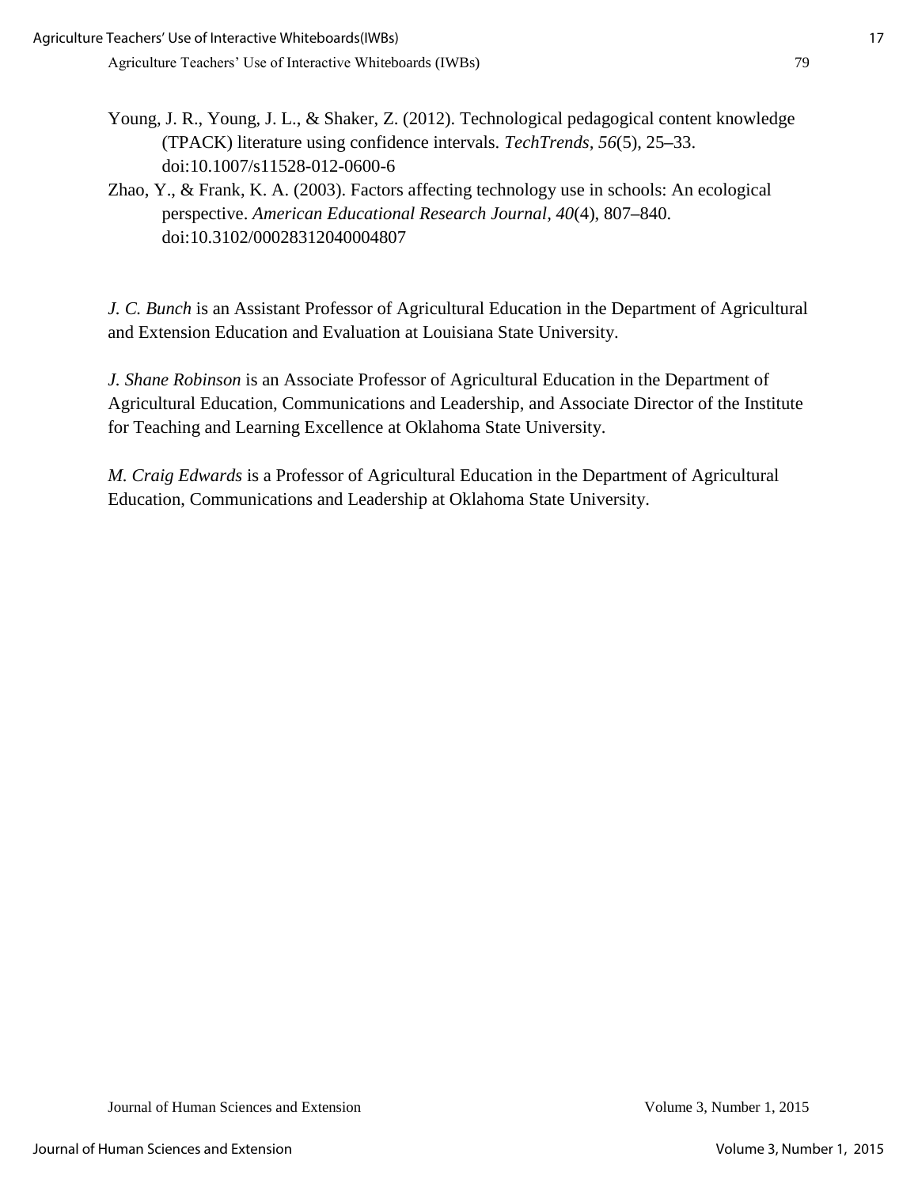Young, J. R., Young, J. L., & Shaker, Z. (2012). Technological pedagogical content knowledge (TPACK) literature using confidence intervals. *TechTrends, 56*(5), 25–33. doi:10.1007/s11528-012-0600-6

Zhao, Y., & Frank, K. A. (2003). Factors affecting technology use in schools: An ecological perspective. *American Educational Research Journal, 40*(4), 807–840. doi:10.3102/00028312040004807

*J. C. Bunch* is an Assistant Professor of Agricultural Education in the Department of Agricultural and Extension Education and Evaluation at Louisiana State University.

*J. Shane Robinson* is an Associate Professor of Agricultural Education in the Department of Agricultural Education, Communications and Leadership, and Associate Director of the Institute for Teaching and Learning Excellence at Oklahoma State University.

*M. Craig Edwards* is a Professor of Agricultural Education in the Department of Agricultural Education, Communications and Leadership at Oklahoma State University.